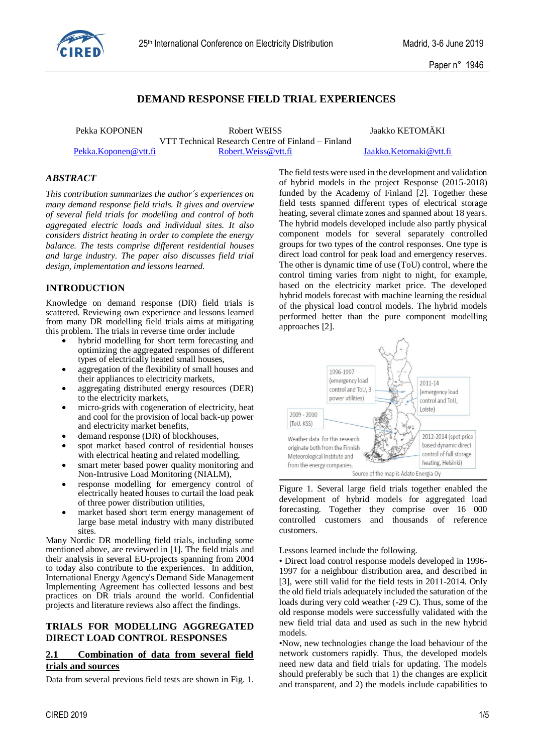# DEMAND RESPONSE FIELD TRIAL EXPERIENCES

Pekka KOPONEN, Robert WEISS, Jaakko KETOMÄKI
VTT Technical Research Centre of Finland – Finland
Pekka.Koponen@vtt.fi, Robert.Weiss@vtt.fi, Jaakko.Ketomaki@vtt.fi

## ABSTRACT

*This contribution summarizes the author´s experiences on many demand response field trials. It gives and overview of several field trials for modelling and control of both aggregated electric loads and individual sites. It also considers district heating in order to complete the energy balance. The tests comprise different residential houses and large industry. The paper also discusses field trial design, implementation and lessons learned.*

## INTRODUCTION

Knowledge on demand response (DR) field trials is scattered. Reviewing own experience and lessons learned from many DR modelling field trials aims at mitigating this problem. The trials in reverse time order include

- hybrid modelling for short term forecasting and optimizing the aggregated responses of different types of electrically heated small houses,
- aggregation of the flexibility of small houses and their appliances to electricity markets,
- aggregating distributed energy resources (DER) to the electricity markets,
- micro-grids with cogeneration of electricity, heat and cool for the provision of local back-up power and electricity market benefits,
- demand response (DR) of blockhouses,
- spot market based control of residential houses with electrical heating and related modelling,
- smart meter based power quality monitoring and Non-Intrusive Load Monitoring (NIALM),
- response modelling for emergency control of electrically heated houses to curtail the load peak of three power distribution utilities,
- market based short term energy management of large base metal industry with many distributed sites.

Many Nordic DR modelling field trials, including some mentioned above, are reviewed in [1]. The field trials and their analysis in several EU-projects spanning from 2004 to today also contribute to the experiences. In addition, International Energy Agency's Demand Side Management Implementing Agreement has collected lessons and best practices on DR trials around the world. Confidential projects and literature reviews also affect the findings.

## TRIALS FOR MODELLING AGGREGATED DIRECT LOAD CONTROL RESPONSES

### 2.1 Combination of data from several field trials and sources

Data from several previous field tests are shown in Fig. 1. The field tests were used in the development and validation of hybrid models in the project Response (2015-2018) funded by the Academy of Finland [2]. Together these field tests spanned different types of electrical storage heating, several climate zones and spanned about 18 years. The hybrid models developed include also partly physical component models for several separately controlled groups for two types of the control responses. One type is direct load control for peak load and emergency reserves. The other is dynamic time of use (ToU) control, where the control timing varies from night to night, for example, based on the electricity market price. The developed hybrid models forecast with machine learning the residual of the physical load control models. The hybrid models performed better than the pure component modelling approaches [2].

1996-1997 (emergency load control and ToU, 3 power utilities)

2011-14 (emergency load control and ToU, Loiste)

2009 - 2010 (ToU, KSS)

2012-2014 (spot price based dynamic direct control of full storage heating, Helsinki)

Weather data for this research originate both from the Finnish Meteorological Institute and from the energy companies.

Source of the map is Adato Energia Oy

Figure 1. Several large field trials together enabled the development of hybrid models for aggregated load forecasting. Together they comprise over 16 000 controlled customers and thousands of reference customers.

Lessons learned include the following.

• Direct load control response models developed in 1996-1997 for a neighbour distribution area, and described in [3], were still valid for the field tests in 2011-2014. Only the old field trials adequately included the saturation of the loads during very cold weather (-29 C). Thus, some of the old response models were successfully validated with the new field trial data and used as such in the new hybrid models.

•Now, new technologies change the load behaviour of the network customers rapidly. Thus, the developed models need new data and field trials for updating. The models should preferably be such that 1) the changes are explicit and transparent, and 2) the models include capabilities to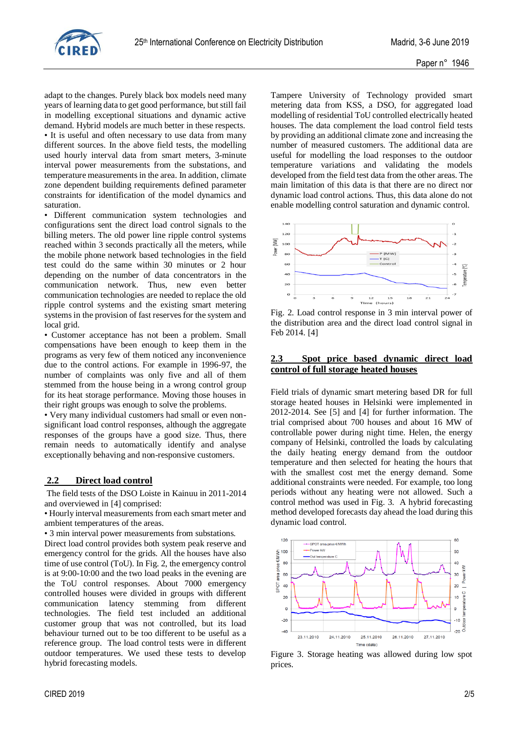adapt to the changes. Purely black box models need many years of learning data to get good performance, but still fail in modelling exceptional situations and dynamic active demand. Hybrid models are much better in these respects.

- It is useful and often necessary to use data from many different sources. In the above field tests, the modelling used hourly interval data from smart meters, 3-minute interval power measurements from the substations, and temperature measurements in the area. In addition, climate zone dependent building requirements defined parameter constraints for identification of the model dynamics and saturation.
- Different communication system technologies and configurations sent the direct load control signals to the billing meters. The old power line ripple control systems reached within 3 seconds practically all the meters, while the mobile phone network based technologies in the field test could do the same within 30 minutes or 2 hour depending on the number of data concentrators in the communication network. Thus, new even better communication technologies are needed to replace the old ripple control systems and the existing smart metering systems in the provision of fast reserves for the system and local grid.
- Customer acceptance has not been a problem. Small compensations have been enough to keep them in the programs as very few of them noticed any inconvenience due to the control actions. For example in 1996-97, the number of complaints was only five and all of them stemmed from the house being in a wrong control group for its heat storage performance. Moving those houses in their right groups was enough to solve the problems.
- Very many individual customers had small or even non-significant load control responses, although the aggregate responses of the groups have a good size. Thus, there remain needs to automatically identify and analyse exceptionally behaving and non-responsive customers.

## 2.2 Direct load control

The field tests of the DSO Loiste in Kainuu in 2011-2014 and overviewed in [4] comprised:

- Hourly interval measurements from each smart meter and ambient temperatures of the areas.
- 3 min interval power measurements from substations.

Direct load control provides both system peak reserve and emergency control for the grids. All the houses have also time of use control (ToU). In Fig. 2, the emergency control is at 9:00-10:00 and the two load peaks in the evening are the ToU control responses. About 7000 emergency controlled houses were divided in groups with different communication latency stemming from different technologies. The field test included an additional customer group that was not controlled, but its load behaviour turned out to be too different to be useful as a reference group. The load control tests were in different outdoor temperatures. We used these tests to develop hybrid forecasting models.

Tampere University of Technology provided smart metering data from KSS, a DSO, for aggregated load modelling of residential ToU controlled electrically heated houses. The data complement the load control field tests by providing an additional climate zone and increasing the number of measured customers. The additional data are useful for modelling the load responses to the outdoor temperature variations and validating the models developed from the field test data from the other areas. The main limitation of this data is that there are no direct nor dynamic load control actions. Thus, this data alone do not enable modelling control saturation and dynamic control.

Fig. 2. Load control response in 3 min interval power of the distribution area and the direct load control signal in Feb 2014. [4]

## 2.3 Spot price based dynamic direct load control of full storage heated houses

Field trials of dynamic smart metering based DR for full storage heated houses in Helsinki were implemented in 2012-2014. See [5] and [4] for further information. The trial comprised about 700 houses and about 16 MW of controllable power during night time. Helen, the energy company of Helsinki, controlled the loads by calculating the daily heating energy demand from the outdoor temperature and then selected for heating the hours that with the smallest cost met the energy demand. Some additional constraints were needed. For example, too long periods without any heating were not allowed. Such a control method was used in Fig. 3. A hybrid forecasting method developed forecasts day ahead the load during this dynamic load control.

Figure 3. Storage heating was allowed during low spot prices.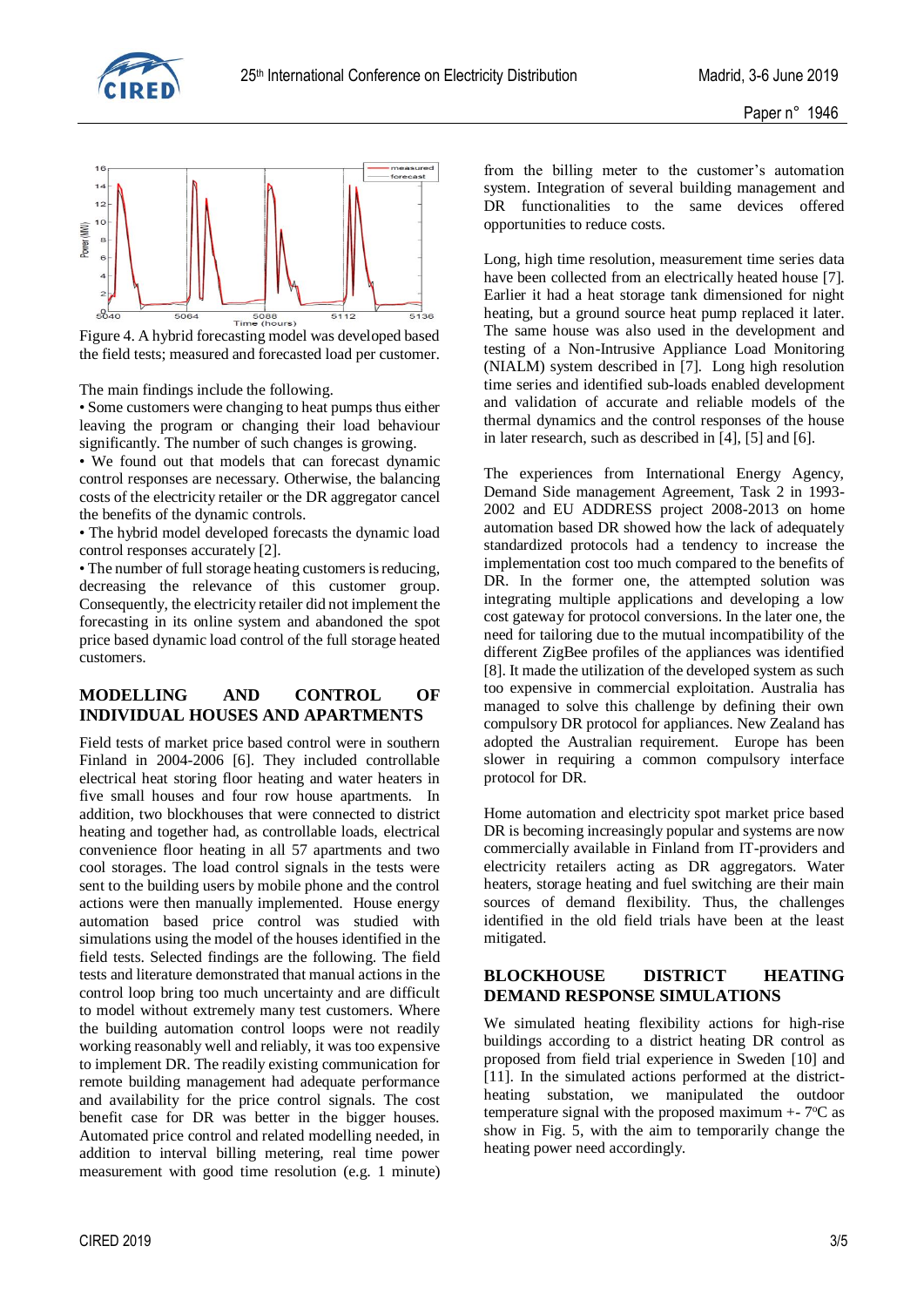Figure 4. A hybrid forecasting model was developed based the field tests; measured and forecasted load per customer.

The main findings include the following.

- Some customers were changing to heat pumps thus either leaving the program or changing their load behaviour significantly. The number of such changes is growing.
- We found out that models that can forecast dynamic control responses are necessary. Otherwise, the balancing costs of the electricity retailer or the DR aggregator cancel the benefits of the dynamic controls.
- The hybrid model developed forecasts the dynamic load control responses accurately [2].
- The number of full storage heating customers is reducing, decreasing the relevance of this customer group. Consequently, the electricity retailer did not implement the forecasting in its online system and abandoned the spot price based dynamic load control of the full storage heated customers.

## MODELLING AND CONTROL OF INDIVIDUAL HOUSES AND APARTMENTS

Field tests of market price based control were in southern Finland in 2004-2006 [6]. They included controllable electrical heat storing floor heating and water heaters in five small houses and four row house apartments. In addition, two blockhouses that were connected to district heating and together had, as controllable loads, electrical convenience floor heating in all 57 apartments and two cool storages. The load control signals in the tests were sent to the building users by mobile phone and the control actions were then manually implemented. House energy automation based price control was studied with simulations using the model of the houses identified in the field tests. Selected findings are the following. The field tests and literature demonstrated that manual actions in the control loop bring too much uncertainty and are difficult to model without extremely many test customers. Where the building automation control loops were not readily working reasonably well and reliably, it was too expensive to implement DR. The readily existing communication for remote building management had adequate performance and availability for the price control signals. The cost benefit case for DR was better in the bigger houses. Automated price control and related modelling needed, in addition to interval billing metering, real time power measurement with good time resolution (e.g. 1 minute) from the billing meter to the customer's automation system. Integration of several building management and DR functionalities to the same devices offered opportunities to reduce costs.

Long, high time resolution, measurement time series data have been collected from an electrically heated house [7]. Earlier it had a heat storage tank dimensioned for night heating, but a ground source heat pump replaced it later. The same house was also used in the development and testing of a Non-Intrusive Appliance Load Monitoring (NIALM) system described in [7]. Long high resolution time series and identified sub-loads enabled development and validation of accurate and reliable models of the thermal dynamics and the control responses of the house in later research, such as described in [4], [5] and [6].

The experiences from International Energy Agency, Demand Side management Agreement, Task 2 in 1993-2002 and EU ADDRESS project 2008-2013 on home automation based DR showed how the lack of adequately standardized protocols had a tendency to increase the implementation cost too much compared to the benefits of DR. In the former one, the attempted solution was integrating multiple applications and developing a low cost gateway for protocol conversions. In the later one, the need for tailoring due to the mutual incompatibility of the different ZigBee profiles of the appliances was identified [8]. It made the utilization of the developed system as such too expensive in commercial exploitation. Australia has managed to solve this challenge by defining their own compulsory DR protocol for appliances. New Zealand has adopted the Australian requirement. Europe has been slower in requiring a common compulsory interface protocol for DR.

Home automation and electricity spot market price based DR is becoming increasingly popular and systems are now commercially available in Finland from IT-providers and electricity retailers acting as DR aggregators. Water heaters, storage heating and fuel switching are their main sources of demand flexibility. Thus, the challenges identified in the old field trials have been at the least mitigated.

## BLOCKHOUSE DISTRICT HEATING DEMAND RESPONSE SIMULATIONS

We simulated heating flexibility actions for high-rise buildings according to a district heating DR control as proposed from field trial experience in Sweden [10] and [11]. In the simulated actions performed at the district-heating substation, we manipulated the outdoor temperature signal with the proposed maximum +- 7°C as show in Fig. 5, with the aim to temporarily change the heating power need accordingly.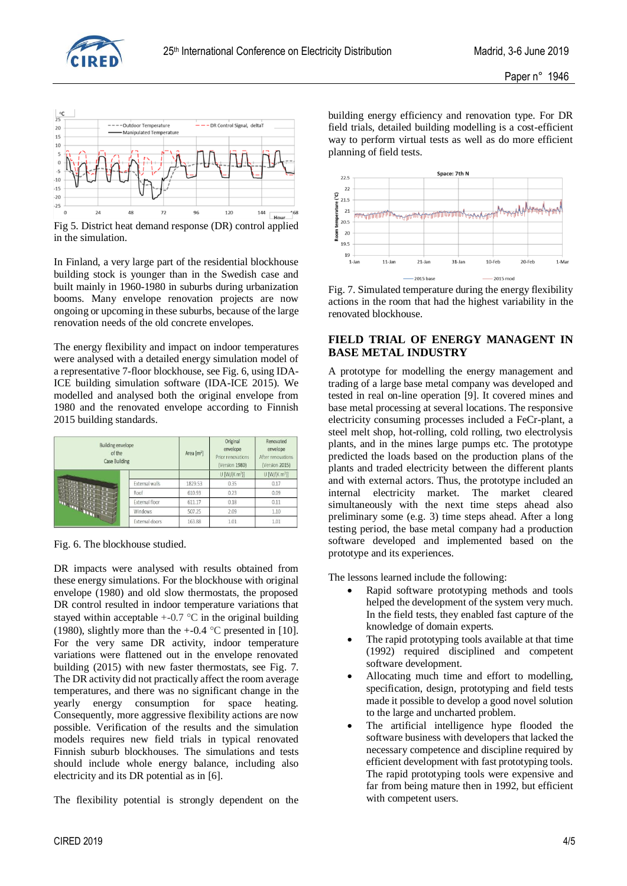Fig 5. District heat demand response (DR) control applied in the simulation.

In Finland, a very large part of the residential blockhouse building stock is younger than in the Swedish case and built mainly in 1960-1980 in suburbs during urbanization booms. Many envelope renovation projects are now ongoing or upcoming in these suburbs, because of the large renovation needs of the old concrete envelopes.

The energy flexibility and impact on indoor temperatures were analysed with a detailed energy simulation model of a representative 7-floor blockhouse, see Fig. 6, using IDA-ICE building simulation software (IDA-ICE 2015). We modelled and analysed both the original envelope from 1980 and the renovated envelope according to Finnish 2015 building standards.

| Building envelope of the Case Building | | Area [m²] | Original envelope Prior renovations (Version 1980) | Renovated envelope After renovations (Version 2015) |
|---|---|---|---|---|
| | | | U [W/(K m²)] | U [W/(K m²)] |
| | External walls | 1829.53 | 0.35 | 0.17 |
| | Roof | 610.93 | 0.23 | 0.09 |
| | External floor | 611.17 | 0.18 | 0.11 |
| | Windows | 507.25 | 2.09 | 1.10 |
| | External doors | 163.88 | 1.01 | 1.01 |

Fig. 6. The blockhouse studied.

DR impacts were analysed with results obtained from these energy simulations. For the blockhouse with original envelope (1980) and old slow thermostats, the proposed DR control resulted in indoor temperature variations that stayed within acceptable +-0.7 °C in the original building (1980), slightly more than the +-0.4 °C presented in [10]. For the very same DR activity, indoor temperature variations were flattened out in the envelope renovated building (2015) with new faster thermostats, see Fig. 7. The DR activity did not practically affect the room average temperatures, and there was no significant change in the yearly energy consumption for space heating. Consequently, more aggressive flexibility actions are now possible. Verification of the results and the simulation models requires new field trials in typical renovated Finnish suburb blockhouses. The simulations and tests should include whole energy balance, including also electricity and its DR potential as in [6].

The flexibility potential is strongly dependent on the building energy efficiency and renovation type. For DR field trials, detailed building modelling is a cost-efficient way to perform virtual tests as well as do more efficient planning of field tests.

Fig. 7. Simulated temperature during the energy flexibility actions in the room that had the highest variability in the renovated blockhouse.

## FIELD TRIAL OF ENERGY MANAGENT IN BASE METAL INDUSTRY

A prototype for modelling the energy management and trading of a large base metal company was developed and tested in real on-line operation [9]. It covered mines and base metal processing at several locations. The responsive electricity consuming processes included a FeCr-plant, a steel melt shop, hot-rolling, cold rolling, two electrolysis plants, and in the mines large pumps etc. The prototype predicted the loads based on the production plans of the plants and traded electricity between the different plants and with external actors. Thus, the prototype included an internal electricity market. The market cleared simultaneously with the next time steps ahead also preliminary some (e.g. 3) time steps ahead. After a long testing period, the base metal company had a production software developed and implemented based on the prototype and its experiences.

The lessons learned include the following:

- Rapid software prototyping methods and tools helped the development of the system very much. In the field tests, they enabled fast capture of the knowledge of domain experts.
- The rapid prototyping tools available at that time (1992) required disciplined and competent software development.
- Allocating much time and effort to modelling, specification, design, prototyping and field tests made it possible to develop a good novel solution to the large and uncharted problem.
- The artificial intelligence hype flooded the software business with developers that lacked the necessary competence and discipline required by efficient development with fast prototyping tools. The rapid prototyping tools were expensive and far from being mature then in 1992, but efficient with competent users.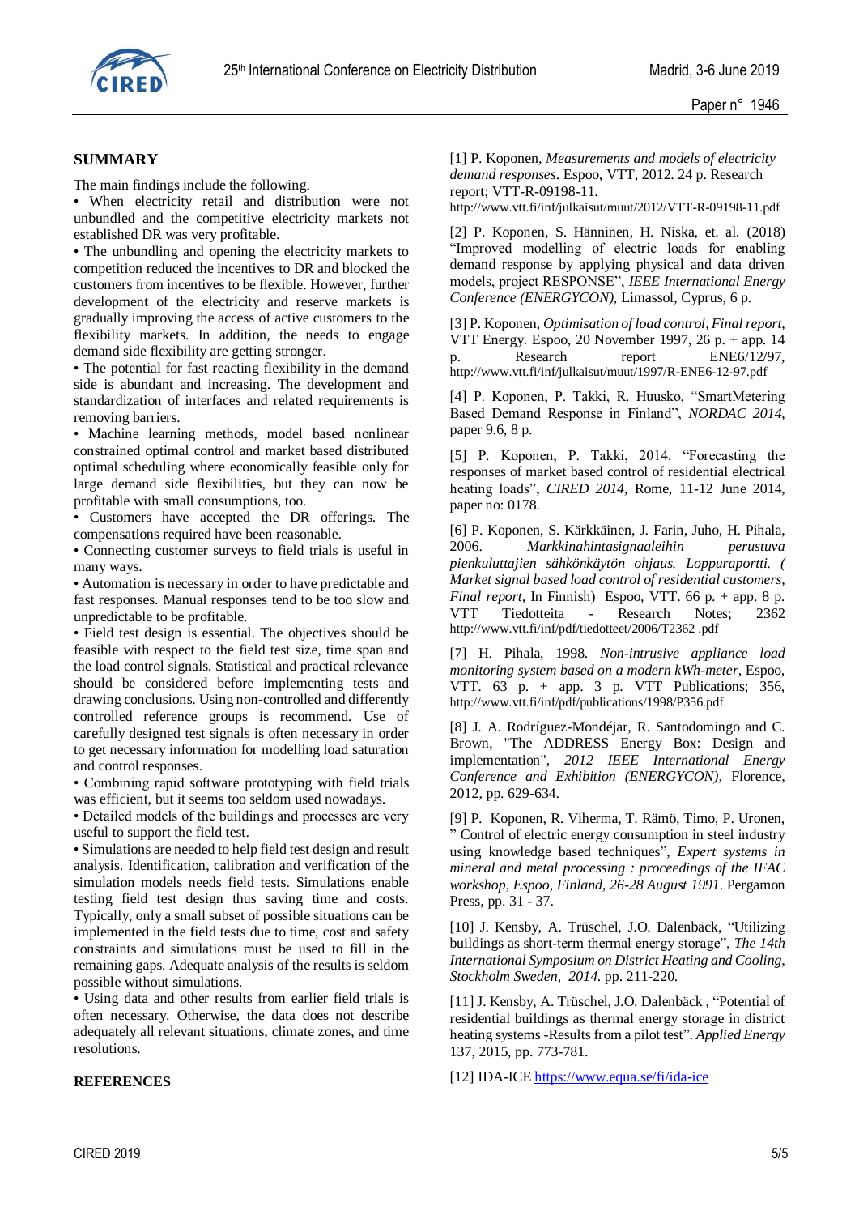## SUMMARY

The main findings include the following.

• When electricity retail and distribution were not unbundled and the competitive electricity markets not established DR was very profitable.

• The unbundling and opening the electricity markets to competition reduced the incentives to DR and blocked the customers from incentives to be flexible. However, further development of the electricity and reserve markets is gradually improving the access of active customers to the flexibility markets. In addition, the needs to engage demand side flexibility are getting stronger.

• The potential for fast reacting flexibility in the demand side is abundant and increasing. The development and standardization of interfaces and related requirements is removing barriers.

• Machine learning methods, model based nonlinear constrained optimal control and market based distributed optimal scheduling where economically feasible only for large demand side flexibilities, but they can now be profitable with small consumptions, too.

• Customers have accepted the DR offerings. The compensations required have been reasonable.

• Connecting customer surveys to field trials is useful in many ways.

• Automation is necessary in order to have predictable and fast responses. Manual responses tend to be too slow and unpredictable to be profitable.

• Field test design is essential. The objectives should be feasible with respect to the field test size, time span and the load control signals. Statistical and practical relevance should be considered before implementing tests and drawing conclusions. Using non-controlled and differently controlled reference groups is recommend. Use of carefully designed test signals is often necessary in order to get necessary information for modelling load saturation and control responses.

• Combining rapid software prototyping with field trials was efficient, but it seems too seldom used nowadays.

• Detailed models of the buildings and processes are very useful to support the field test.

• Simulations are needed to help field test design and result analysis. Identification, calibration and verification of the simulation models needs field tests. Simulations enable testing field test design thus saving time and costs. Typically, only a small subset of possible situations can be implemented in the field tests due to time, cost and safety constraints and simulations must be used to fill in the remaining gaps. Adequate analysis of the results is seldom possible without simulations.

• Using data and other results from earlier field trials is often necessary. Otherwise, the data does not describe adequately all relevant situations, climate zones, and time resolutions.

## REFERENCES

[1] P. Koponen, *Measurements and models of electricity demand responses*. Espoo, VTT, 2012. 24 p. Research report; VTT-R-09198-11. http://www.vtt.fi/inf/julkaisut/muut/2012/VTT-R-09198-11.pdf

[2] P. Koponen, S. Hänninen, H. Niska, et. al. (2018) "Improved modelling of electric loads for enabling demand response by applying physical and data driven models, project RESPONSE", *IEEE International Energy Conference (ENERGYCON)*, Limassol, Cyprus, 6 p.

[3] P. Koponen, *Optimisation of load control, Final report*, VTT Energy. Espoo, 20 November 1997, 26 p. + app. 14 p. Research report ENE6/12/97, http://www.vtt.fi/inf/julkaisut/muut/1997/R-ENE6-12-97.pdf

[4] P. Koponen, P. Takki, R. Huusko, "SmartMetering Based Demand Response in Finland", *NORDAC 2014*, paper 9.6, 8 p.

[5] P. Koponen, P. Takki, 2014. "Forecasting the responses of market based control of residential electrical heating loads", *CIRED 2014*, Rome, 11-12 June 2014, paper no: 0178.

[6] P. Koponen, S. Kärkkäinen, J. Farin, Juho, H. Pihala, 2006. *Markkinahintasignaaleihin perustuva pienkuluttajien sähkönkäytön ohjaus. Loppuraportti. ( Market signal based load control of residential customers, Final report*, In Finnish) Espoo, VTT. 66 p. + app. 8 p. VTT Tiedotteita - Research Notes; 2362 http://www.vtt.fi/inf/pdf/tiedotteet/2006/T2362 .pdf

[7] H. Pihala, 1998. *Non-intrusive appliance load monitoring system based on a modern kWh-meter*, Espoo, VTT. 63 p. + app. 3 p. VTT Publications; 356, http://www.vtt.fi/inf/pdf/publications/1998/P356.pdf

[8] J. A. Rodríguez-Mondéjar, R. Santodomingo and C. Brown, "The ADDRESS Energy Box: Design and implementation", *2012 IEEE International Energy Conference and Exhibition (ENERGYCON)*, Florence, 2012, pp. 629-634.

[9] P. Koponen, R. Viherma, T. Rämö, Timo, P. Uronen, " Control of electric energy consumption in steel industry using knowledge based techniques", *Expert systems in mineral and metal processing : proceedings of the IFAC workshop, Espoo, Finland, 26-28 August 1991*. Pergamon Press, pp. 31 - 37.

[10] J. Kensby, A. Trüschel, J.O. Dalenbäck, "Utilizing buildings as short-term thermal energy storage", *The 14th International Symposium on District Heating and Cooling, Stockholm Sweden, 2014*. pp. 211-220.

[11] J. Kensby, A. Trüschel, J.O. Dalenbäck , "Potential of residential buildings as thermal energy storage in district heating systems -Results from a pilot test". *Applied Energy* 137, 2015, pp. 773-781.

[12] IDA-ICE https://www.equa.se/fi/ida-ice